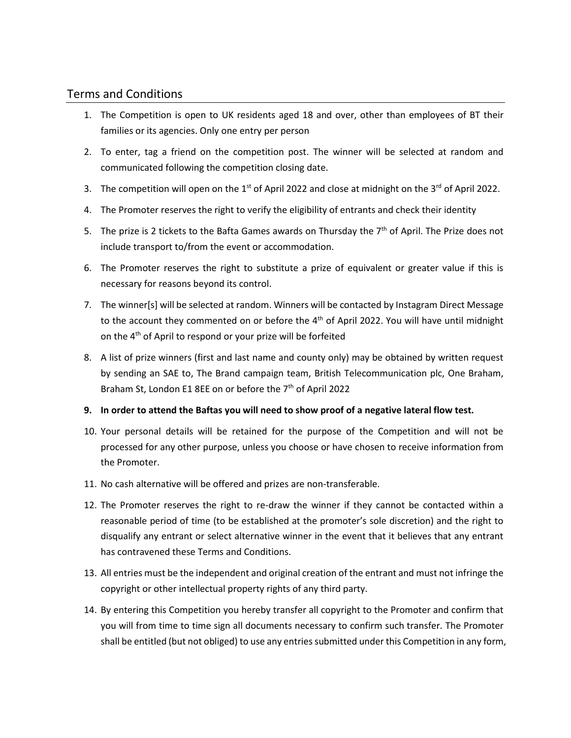## Terms and Conditions

1. The Competition is open to UK residents aged 18 and over, other than employees of BT their families or its agencies. Only one entry per person
2. To enter, tag a friend on the competition post. The winner will be selected at random and communicated following the competition closing date.
3. The competition will open on the 1st of April 2022 and close at midnight on the 3rd of April 2022.
4. The Promoter reserves the right to verify the eligibility of entrants and check their identity
5. The prize is 2 tickets to the Bafta Games awards on Thursday the 7th of April. The Prize does not include transport to/from the event or accommodation.
6. The Promoter reserves the right to substitute a prize of equivalent or greater value if this is necessary for reasons beyond its control.
7. The winner[s] will be selected at random. Winners will be contacted by Instagram Direct Message to the account they commented on or before the 4th of April 2022. You will have until midnight on the 4th of April to respond or your prize will be forfeited
8. A list of prize winners (first and last name and county only) may be obtained by written request by sending an SAE to, The Brand campaign team, British Telecommunication plc, One Braham, Braham St, London E1 8EE on or before the 7th of April 2022
9. **In order to attend the Baftas you will need to show proof of a negative lateral flow test.**
10. Your personal details will be retained for the purpose of the Competition and will not be processed for any other purpose, unless you choose or have chosen to receive information from the Promoter.
11. No cash alternative will be offered and prizes are non-transferable.
12. The Promoter reserves the right to re-draw the winner if they cannot be contacted within a reasonable period of time (to be established at the promoter's sole discretion) and the right to disqualify any entrant or select alternative winner in the event that it believes that any entrant has contravened these Terms and Conditions.
13. All entries must be the independent and original creation of the entrant and must not infringe the copyright or other intellectual property rights of any third party.
14. By entering this Competition you hereby transfer all copyright to the Promoter and confirm that you will from time to time sign all documents necessary to confirm such transfer. The Promoter shall be entitled (but not obliged) to use any entries submitted under this Competition in any form,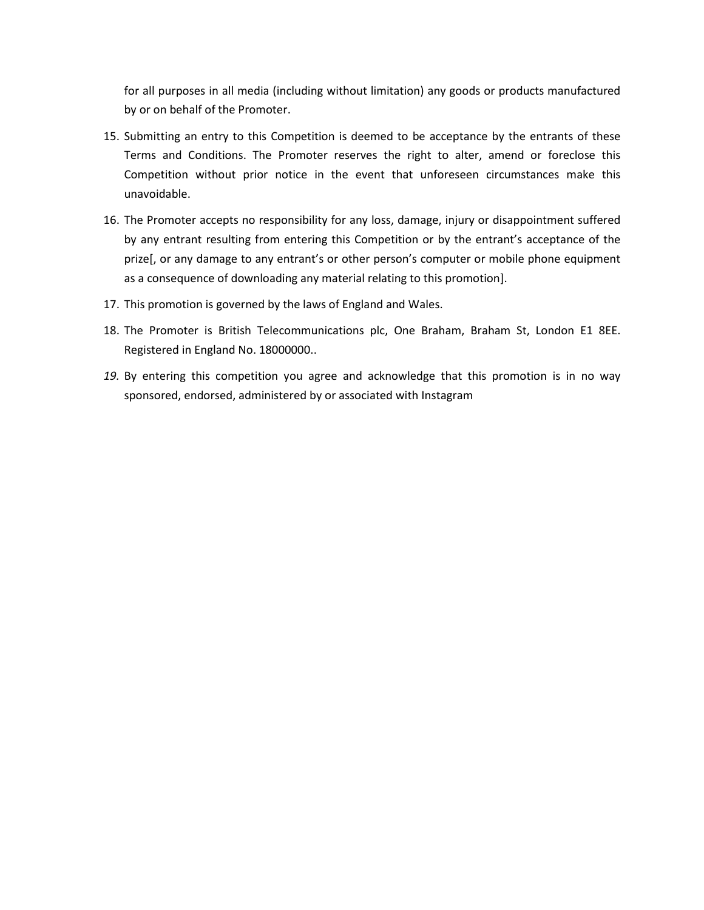for all purposes in all media (including without limitation) any goods or products manufactured by or on behalf of the Promoter.

15. Submitting an entry to this Competition is deemed to be acceptance by the entrants of these Terms and Conditions. The Promoter reserves the right to alter, amend or foreclose this Competition without prior notice in the event that unforeseen circumstances make this unavoidable.
16. The Promoter accepts no responsibility for any loss, damage, injury or disappointment suffered by any entrant resulting from entering this Competition or by the entrant's acceptance of the prize[, or any damage to any entrant's or other person's computer or mobile phone equipment as a consequence of downloading any material relating to this promotion].
17. This promotion is governed by the laws of England and Wales.
18. The Promoter is British Telecommunications plc, One Braham, Braham St, London E1 8EE. Registered in England No. 18000000..
19. By entering this competition you agree and acknowledge that this promotion is in no way sponsored, endorsed, administered by or associated with Instagram